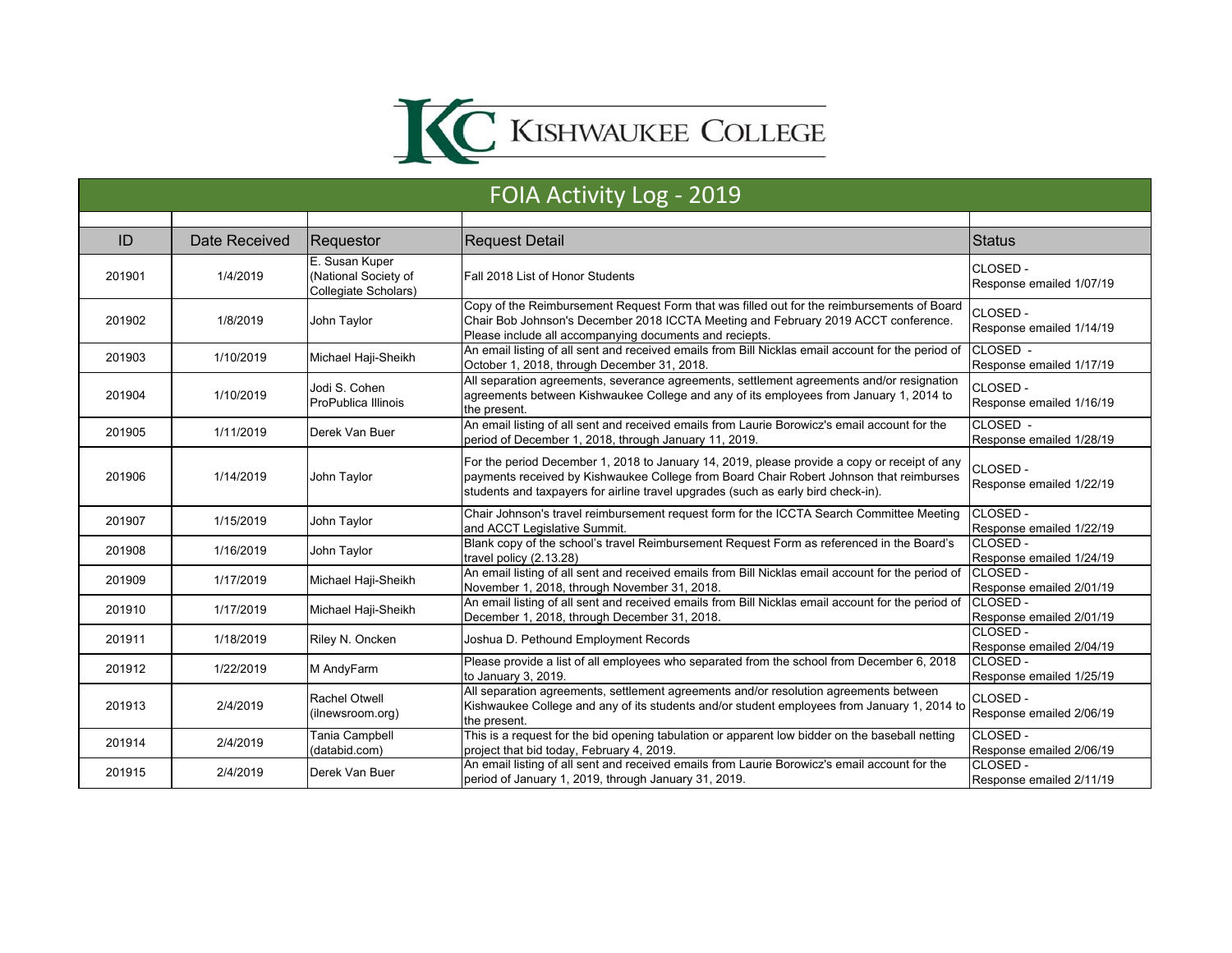# KISHWAUKEE COLLEGE

## FOIA Activity Log - 2019

| ID | Date Received | Requestor | Request Detail | Status |
|---|---|---|---|---|
| 201901 | 1/4/2019 | E. Susan Kuper (National Society of Collegiate Scholars) | Fall 2018 List of Honor Students | CLOSED - Response emailed 1/07/19 |
| 201902 | 1/8/2019 | John Taylor | Copy of the Reimbursement Request Form that was filled out for the reimbursements of Board Chair Bob Johnson's December 2018 ICCTA Meeting and February 2019 ACCT conference. Please include all accompanying documents and reciepts. | CLOSED - Response emailed 1/14/19 |
| 201903 | 1/10/2019 | Michael Haji-Sheikh | An email listing of all sent and received emails from Bill Nicklas email account for the period of October 1, 2018, through December 31, 2018. | CLOSED - Response emailed 1/17/19 |
| 201904 | 1/10/2019 | Jodi S. Cohen ProPublica Illinois | All separation agreements, severance agreements, settlement agreements and/or resignation agreements between Kishwaukee College and any of its employees from January 1, 2014 to the present. | CLOSED - Response emailed 1/16/19 |
| 201905 | 1/11/2019 | Derek Van Buer | An email listing of all sent and received emails from Laurie Borowicz's email account for the period of December 1, 2018, through January 11, 2019. | CLOSED - Response emailed 1/28/19 |
| 201906 | 1/14/2019 | John Taylor | For the period December 1, 2018 to January 14, 2019, please provide a copy or receipt of any payments received by Kishwaukee College from Board Chair Robert Johnson that reimburses students and taxpayers for airline travel upgrades (such as early bird check-in). | CLOSED - Response emailed 1/22/19 |
| 201907 | 1/15/2019 | John Taylor | Chair Johnson's travel reimbursement request form for the ICCTA Search Committee Meeting and ACCT Legislative Summit. | CLOSED - Response emailed 1/22/19 |
| 201908 | 1/16/2019 | John Taylor | Blank copy of the school's travel Reimbursement Request Form as referenced in the Board's travel policy (2.13.28) | CLOSED - Response emailed 1/24/19 |
| 201909 | 1/17/2019 | Michael Haji-Sheikh | An email listing of all sent and received emails from Bill Nicklas email account for the period of November 1, 2018, through November 31, 2018. | CLOSED - Response emailed 2/01/19 |
| 201910 | 1/17/2019 | Michael Haji-Sheikh | An email listing of all sent and received emails from Bill Nicklas email account for the period of December 1, 2018, through December 31, 2018. | CLOSED - Response emailed 2/01/19 |
| 201911 | 1/18/2019 | Riley N. Oncken | Joshua D. Pethound Employment Records | CLOSED - Response emailed 2/04/19 |
| 201912 | 1/22/2019 | M AndyFarm | Please provide a list of all employees who separated from the school from December 6, 2018 to January 3, 2019. | CLOSED - Response emailed 1/25/19 |
| 201913 | 2/4/2019 | Rachel Otwell (ilnewsroom.org) | All separation agreements, settlement agreements and/or resolution agreements between Kishwaukee College and any of its students and/or student employees from January 1, 2014 to the present. | CLOSED - Response emailed 2/06/19 |
| 201914 | 2/4/2019 | Tania Campbell (databid.com) | This is a request for the bid opening tabulation or apparent low bidder on the baseball netting project that bid today, February 4, 2019. | CLOSED - Response emailed 2/06/19 |
| 201915 | 2/4/2019 | Derek Van Buer | An email listing of all sent and received emails from Laurie Borowicz's email account for the period of January 1, 2019, through January 31, 2019. | CLOSED - Response emailed 2/11/19 |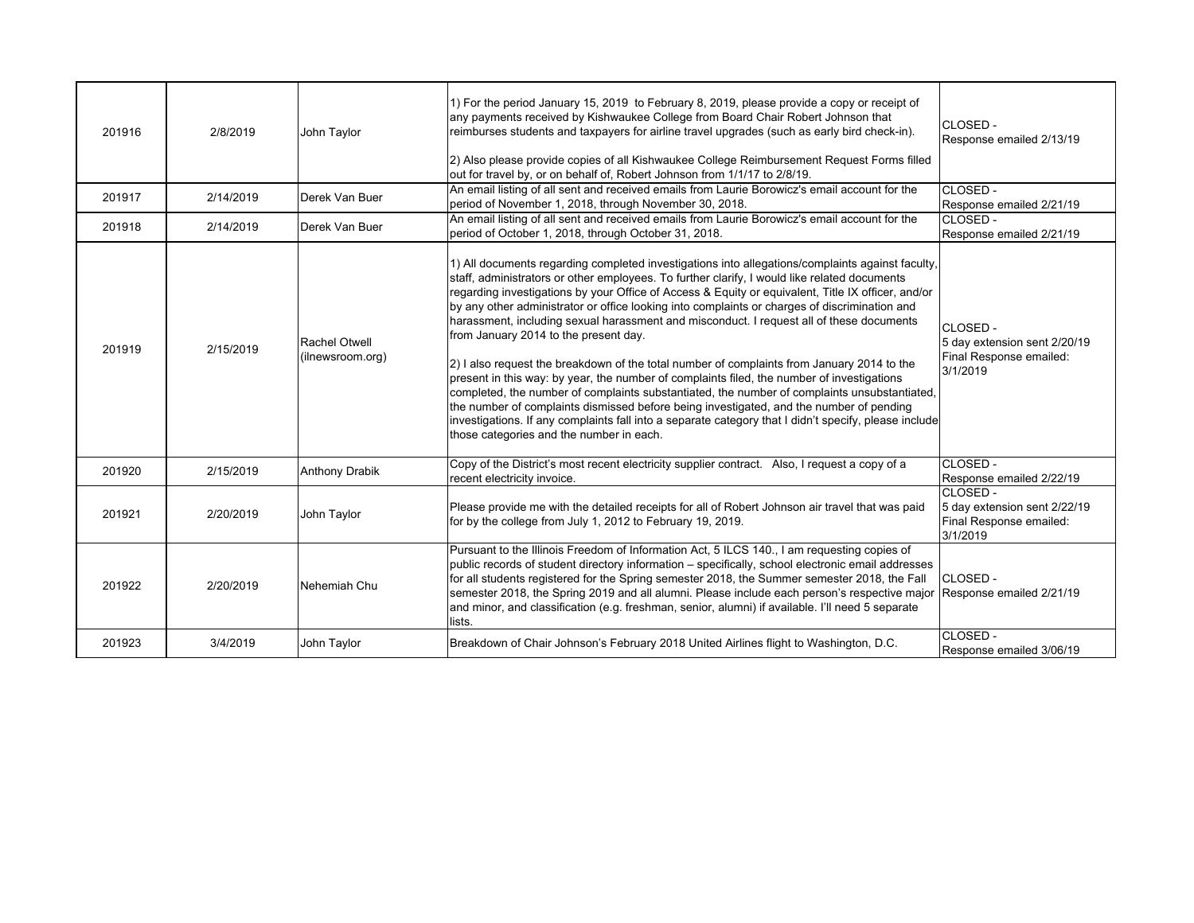| 201916 | 2/8/2019 | John Taylor | 1) For the period January 15, 2019 to February 8, 2019, please provide a copy or receipt of any payments received by Kishwaukee College from Board Chair Robert Johnson that reimburses students and taxpayers for airline travel upgrades (such as early bird check-in).<br><br>2) Also please provide copies of all Kishwaukee College Reimbursement Request Forms filled out for travel by, or on behalf of, Robert Johnson from 1/1/17 to 2/8/19. | CLOSED -<br>Response emailed 2/13/19 |
|---|---|---|---|---|
| 201917 | 2/14/2019 | Derek Van Buer | An email listing of all sent and received emails from Laurie Borowicz's email account for the period of November 1, 2018, through November 30, 2018. | CLOSED -<br>Response emailed 2/21/19 |
| 201918 | 2/14/2019 | Derek Van Buer | An email listing of all sent and received emails from Laurie Borowicz's email account for the period of October 1, 2018, through October 31, 2018. | CLOSED -<br>Response emailed 2/21/19 |
| 201919 | 2/15/2019 | Rachel Otwell (ilnewsroom.org) | 1) All documents regarding completed investigations into allegations/complaints against faculty, staff, administrators or other employees. To further clarify, I would like related documents regarding investigations by your Office of Access & Equity or equivalent, Title IX officer, and/or by any other administrator or office looking into complaints or charges of discrimination and harassment, including sexual harassment and misconduct. I request all of these documents from January 2014 to the present day.<br><br>2) I also request the breakdown of the total number of complaints from January 2014 to the present in this way: by year, the number of complaints filed, the number of investigations completed, the number of complaints substantiated, the number of complaints unsubstantiated, the number of complaints dismissed before being investigated, and the number of pending investigations. If any complaints fall into a separate category that I didn't specify, please include those categories and the number in each. | CLOSED -<br>5 day extension sent 2/20/19<br>Final Response emailed: 3/1/2019 |
| 201920 | 2/15/2019 | Anthony Drabik | Copy of the District's most recent electricity supplier contract. Also, I request a copy of a recent electricity invoice. | CLOSED -<br>Response emailed 2/22/19 |
| 201921 | 2/20/2019 | John Taylor | Please provide me with the detailed receipts for all of Robert Johnson air travel that was paid for by the college from July 1, 2012 to February 19, 2019. | CLOSED -<br>5 day extension sent 2/22/19<br>Final Response emailed: 3/1/2019 |
| 201922 | 2/20/2019 | Nehemiah Chu | Pursuant to the Illinois Freedom of Information Act, 5 ILCS 140., I am requesting copies of public records of student directory information – specifically, school electronic email addresses for all students registered for the Spring semester 2018, the Summer semester 2018, the Fall semester 2018, the Spring 2019 and all alumni. Please include each person's respective major and minor, and classification (e.g. freshman, senior, alumni) if available. I'll need 5 separate lists. | CLOSED -<br>Response emailed 2/21/19 |
| 201923 | 3/4/2019 | John Taylor | Breakdown of Chair Johnson's February 2018 United Airlines flight to Washington, D.C. | CLOSED -<br>Response emailed 3/06/19 |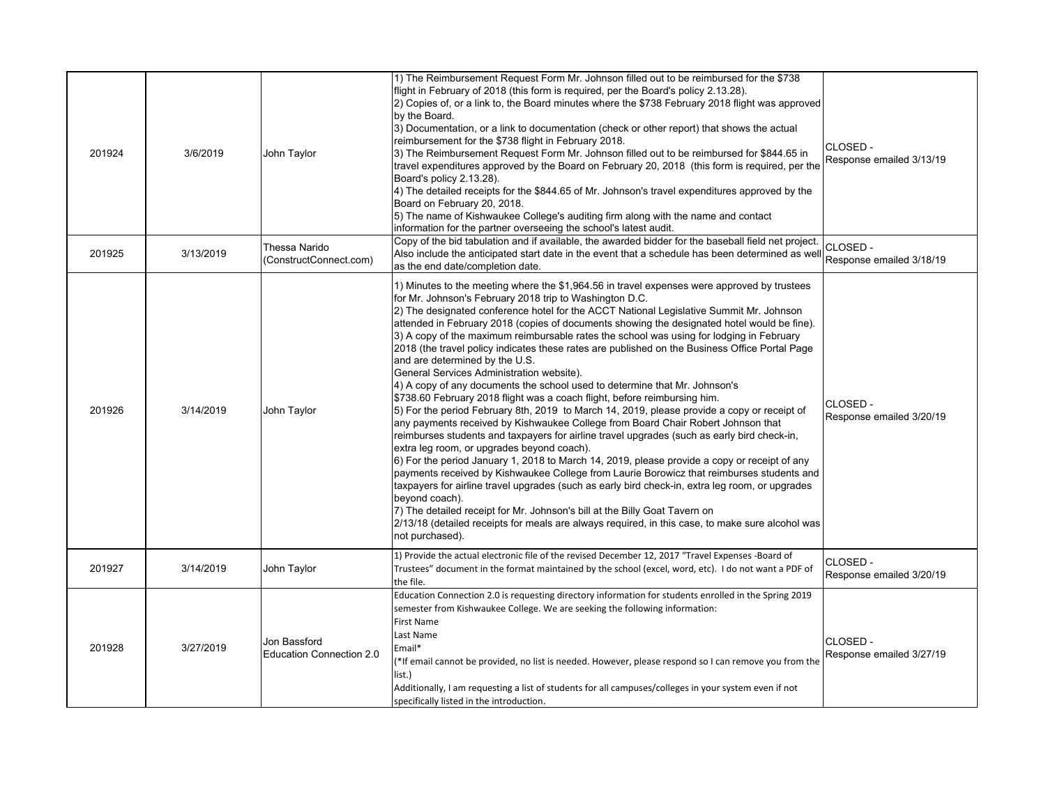| | | | | |
|---|---|---|---|---|
| 201924 | 3/6/2019 | John Taylor | 1) The Reimbursement Request Form Mr. Johnson filled out to be reimbursed for the $738 flight in February of 2018 (this form is required, per the Board's policy 2.13.28).<br>2) Copies of, or a link to, the Board minutes where the $738 February 2018 flight was approved by the Board.<br>3) Documentation, or a link to documentation (check or other report) that shows the actual reimbursement for the $738 flight in February 2018.<br>3) The Reimbursement Request Form Mr. Johnson filled out to be reimbursed for $844.65 in travel expenditures approved by the Board on February 20, 2018 (this form is required, per the Board's policy 2.13.28).<br>4) The detailed receipts for the $844.65 of Mr. Johnson's travel expenditures approved by the Board on February 20, 2018.<br>5) The name of Kishwaukee College's auditing firm along with the name and contact information for the partner overseeing the school's latest audit. | CLOSED - Response emailed 3/13/19 |
| 201925 | 3/13/2019 | Thessa Narido (ConstructConnect.com) | Copy of the bid tabulation and if available, the awarded bidder for the baseball field net project. Also include the anticipated start date in the event that a schedule has been determined as well as the end date/completion date. | CLOSED - Response emailed 3/18/19 |
| 201926 | 3/14/2019 | John Taylor | 1) Minutes to the meeting where the $1,964.56 in travel expenses were approved by trustees for Mr. Johnson's February 2018 trip to Washington D.C.<br>2) The designated conference hotel for the ACCT National Legislative Summit Mr. Johnson attended in February 2018 (copies of documents showing the designated hotel would be fine).<br>3) A copy of the maximum reimbursable rates the school was using for lodging in February 2018 (the travel policy indicates these rates are published on the Business Office Portal Page and are determined by the U.S. General Services Administration website).<br>4) A copy of any documents the school used to determine that Mr. Johnson's $738.60 February 2018 flight was a coach flight, before reimbursing him.<br>5) For the period February 8th, 2019 to March 14, 2019, please provide a copy or receipt of any payments received by Kishwaukee College from Board Chair Robert Johnson that reimburses students and taxpayers for airline travel upgrades (such as early bird check-in, extra leg room, or upgrades beyond coach).<br>6) For the period January 1, 2018 to March 14, 2019, please provide a copy or receipt of any payments received by Kishwaukee College from Laurie Borowicz that reimburses students and taxpayers for airline travel upgrades (such as early bird check-in, extra leg room, or upgrades beyond coach).<br>7) The detailed receipt for Mr. Johnson's bill at the Billy Goat Tavern on 2/13/18 (detailed receipts for meals are always required, in this case, to make sure alcohol was not purchased). | CLOSED - Response emailed 3/20/19 |
| 201927 | 3/14/2019 | John Taylor | 1) Provide the actual electronic file of the revised December 12, 2017 "Travel Expenses -Board of Trustees" document in the format maintained by the school (excel, word, etc). I do not want a PDF of the file. | CLOSED - Response emailed 3/20/19 |
| 201928 | 3/27/2019 | Jon Bassford Education Connection 2.0 | Education Connection 2.0 is requesting directory information for students enrolled in the Spring 2019 semester from Kishwaukee College. We are seeking the following information:<br>First Name<br>Last Name<br>Email*<br>(*If email cannot be provided, no list is needed. However, please respond so I can remove you from the list.)<br>Additionally, I am requesting a list of students for all campuses/colleges in your system even if not specifically listed in the introduction. | CLOSED - Response emailed 3/27/19 |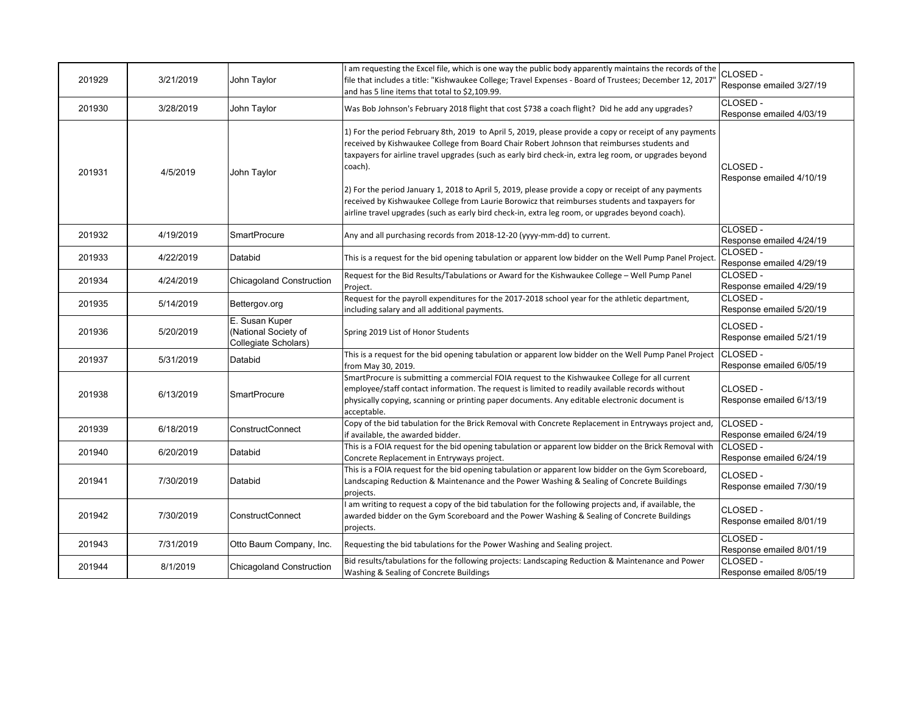| | | | | |
|---|---|---|---|---|
| 201929 | 3/21/2019 | John Taylor | I am requesting the Excel file, which is one way the public body apparently maintains the records of the file that includes a title: "Kishwaukee College; Travel Expenses - Board of Trustees; December 12, 2017" and has 5 line items that total to $2,109.99. | CLOSED - Response emailed 3/27/19 |
| 201930 | 3/28/2019 | John Taylor | Was Bob Johnson's February 2018 flight that cost $738 a coach flight? Did he add any upgrades? | CLOSED - Response emailed 4/03/19 |
| 201931 | 4/5/2019 | John Taylor | 1) For the period February 8th, 2019 to April 5, 2019, please provide a copy or receipt of any payments received by Kishwaukee College from Board Chair Robert Johnson that reimburses students and taxpayers for airline travel upgrades (such as early bird check-in, extra leg room, or upgrades beyond coach).<br><br>2) For the period January 1, 2018 to April 5, 2019, please provide a copy or receipt of any payments received by Kishwaukee College from Laurie Borowicz that reimburses students and taxpayers for airline travel upgrades (such as early bird check-in, extra leg room, or upgrades beyond coach). | CLOSED - Response emailed 4/10/19 |
| 201932 | 4/19/2019 | SmartProcure | Any and all purchasing records from 2018-12-20 (yyyy-mm-dd) to current. | CLOSED - Response emailed 4/24/19 |
| 201933 | 4/22/2019 | Databid | This is a request for the bid opening tabulation or apparent low bidder on the Well Pump Panel Project. | CLOSED - Response emailed 4/29/19 |
| 201934 | 4/24/2019 | Chicagoland Construction | Request for the Bid Results/Tabulations or Award for the Kishwaukee College – Well Pump Panel Project. | CLOSED - Response emailed 4/29/19 |
| 201935 | 5/14/2019 | Bettergov.org | Request for the payroll expenditures for the 2017-2018 school year for the athletic department, including salary and all additional payments. | CLOSED - Response emailed 5/20/19 |
| 201936 | 5/20/2019 | E. Susan Kuper (National Society of Collegiate Scholars) | Spring 2019 List of Honor Students | CLOSED - Response emailed 5/21/19 |
| 201937 | 5/31/2019 | Databid | This is a request for the bid opening tabulation or apparent low bidder on the Well Pump Panel Project from May 30, 2019. | CLOSED - Response emailed 6/05/19 |
| 201938 | 6/13/2019 | SmartProcure | SmartProcure is submitting a commercial FOIA request to the Kishwaukee College for all current employee/staff contact information. The request is limited to readily available records without physically copying, scanning or printing paper documents. Any editable electronic document is acceptable. | CLOSED - Response emailed 6/13/19 |
| 201939 | 6/18/2019 | ConstructConnect | Copy of the bid tabulation for the Brick Removal with Concrete Replacement in Entryways project and, if available, the awarded bidder. | CLOSED - Response emailed 6/24/19 |
| 201940 | 6/20/2019 | Databid | This is a FOIA request for the bid opening tabulation or apparent low bidder on the Brick Removal with Concrete Replacement in Entryways project. | CLOSED - Response emailed 6/24/19 |
| 201941 | 7/30/2019 | Databid | This is a FOIA request for the bid opening tabulation or apparent low bidder on the Gym Scoreboard, Landscaping Reduction & Maintenance and the Power Washing & Sealing of Concrete Buildings projects. | CLOSED - Response emailed 7/30/19 |
| 201942 | 7/30/2019 | ConstructConnect | I am writing to request a copy of the bid tabulation for the following projects and, if available, the awarded bidder on the Gym Scoreboard and the Power Washing & Sealing of Concrete Buildings projects. | CLOSED - Response emailed 8/01/19 |
| 201943 | 7/31/2019 | Otto Baum Company, Inc. | Requesting the bid tabulations for the Power Washing and Sealing project. | CLOSED - Response emailed 8/01/19 |
| 201944 | 8/1/2019 | Chicagoland Construction | Bid results/tabulations for the following projects: Landscaping Reduction & Maintenance and Power Washing & Sealing of Concrete Buildings | CLOSED - Response emailed 8/05/19 |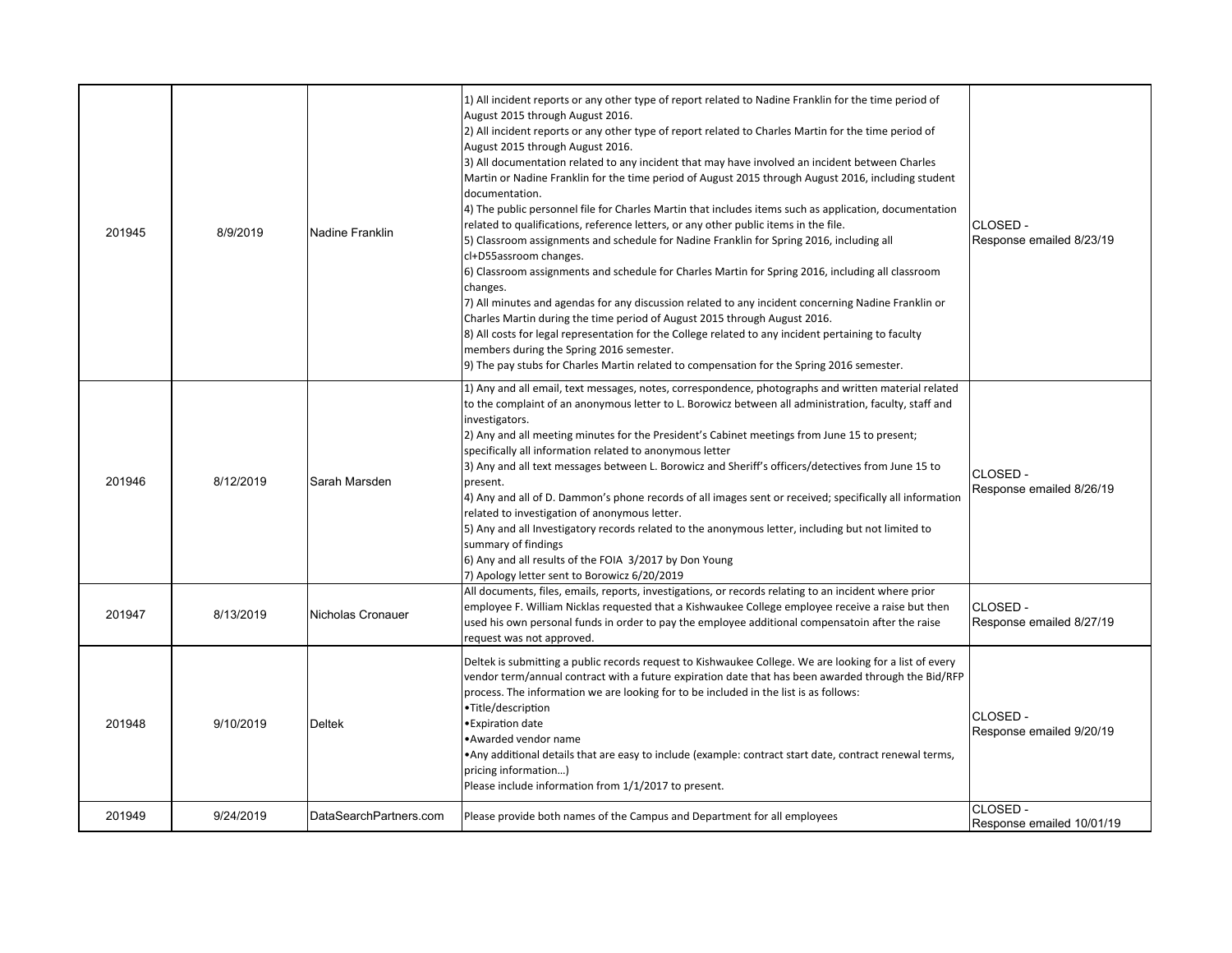| | | | | |
|---|---|---|---|---|
| 201945 | 8/9/2019 | Nadine Franklin | 1) All incident reports or any other type of report related to Nadine Franklin for the time period of August 2015 through August 2016.<br>2) All incident reports or any other type of report related to Charles Martin for the time period of August 2015 through August 2016.<br>3) All documentation related to any incident that may have involved an incident between Charles Martin or Nadine Franklin for the time period of August 2015 through August 2016, including student documentation.<br>4) The public personnel file for Charles Martin that includes items such as application, documentation related to qualifications, reference letters, or any other public items in the file.<br>5) Classroom assignments and schedule for Nadine Franklin for Spring 2016, including all cl+D55assroom changes.<br>6) Classroom assignments and schedule for Charles Martin for Spring 2016, including all classroom changes.<br>7) All minutes and agendas for any discussion related to any incident concerning Nadine Franklin or Charles Martin during the time period of August 2015 through August 2016.<br>8) All costs for legal representation for the College related to any incident pertaining to faculty members during the Spring 2016 semester.<br>9) The pay stubs for Charles Martin related to compensation for the Spring 2016 semester. | CLOSED - Response emailed 8/23/19 |
| 201946 | 8/12/2019 | Sarah Marsden | 1) Any and all email, text messages, notes, correspondence, photographs and written material related to the complaint of an anonymous letter to L. Borowicz between all administration, faculty, staff and investigators.<br>2) Any and all meeting minutes for the President's Cabinet meetings from June 15 to present; specifically all information related to anonymous letter<br>3) Any and all text messages between L. Borowicz and Sheriff's officers/detectives from June 15 to present.<br>4) Any and all of D. Dammon's phone records of all images sent or received; specifically all information related to investigation of anonymous letter.<br>5) Any and all Investigatory records related to the anonymous letter, including but not limited to summary of findings<br>6) Any and all results of the FOIA 3/2017 by Don Young<br>7) Apology letter sent to Borowicz 6/20/2019 | CLOSED - Response emailed 8/26/19 |
| 201947 | 8/13/2019 | Nicholas Cronauer | All documents, files, emails, reports, investigations, or records relating to an incident where prior employee F. William Nicklas requested that a Kishwaukee College employee receive a raise but then used his own personal funds in order to pay the employee additional compensatoin after the raise request was not approved. | CLOSED - Response emailed 8/27/19 |
| 201948 | 9/10/2019 | Deltek | Deltek is submitting a public records request to Kishwaukee College. We are looking for a list of every vendor term/annual contract with a future expiration date that has been awarded through the Bid/RFP process. The information we are looking for to be included in the list is as follows:<br>•Title/description<br>•Expiration date<br>•Awarded vendor name<br>•Any additional details that are easy to include (example: contract start date, contract renewal terms, pricing information…)<br>Please include information from 1/1/2017 to present. | CLOSED - Response emailed 9/20/19 |
| 201949 | 9/24/2019 | DataSearchPartners.com | Please provide both names of the Campus and Department for all employees | CLOSED - Response emailed 10/01/19 |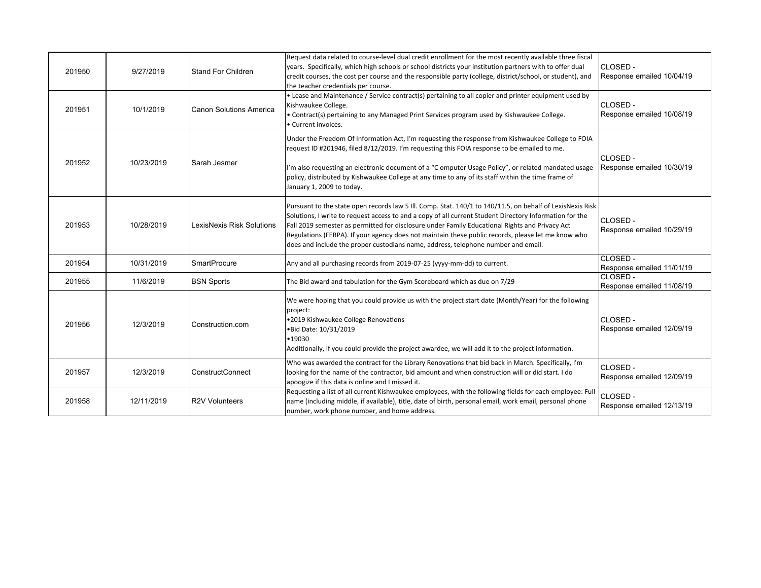| | | | | |
|---|---|---|---|---|
| 201950 | 9/27/2019 | Stand For Children | Request data related to course-level dual credit enrollment for the most recently available three fiscal years. Specifically, which high schools or school districts your institution partners with to offer dual credit courses, the cost per course and the responsible party (college, district/school, or student), and the teacher credentials per course. | CLOSED - Response emailed 10/04/19 |
| 201951 | 10/1/2019 | Canon Solutions America | • Lease and Maintenance / Service contract(s) pertaining to all copier and printer equipment used by Kishwaukee College.<br>• Contract(s) pertaining to any Managed Print Services program used by Kishwaukee College.<br>• Current invoices. | CLOSED - Response emailed 10/08/19 |
| 201952 | 10/23/2019 | Sarah Jesmer | Under the Freedom Of Information Act, I'm requesting the response from Kishwaukee College to FOIA request ID #201946, filed 8/12/2019. I'm requesting this FOIA response to be emailed to me.<br><br>I'm also requesting an electronic document of a "C omputer Usage Policy", or related mandated usage policy, distributed by Kishwaukee College at any time to any of its staff within the time frame of January 1, 2009 to today. | CLOSED - Response emailed 10/30/19 |
| 201953 | 10/28/2019 | LexisNexis Risk Solutions | Pursuant to the state open records law 5 Ill. Comp. Stat. 140/1 to 140/11.5, on behalf of LexisNexis Risk Solutions, I write to request access to and a copy of all current Student Directory Information for the Fall 2019 semester as permitted for disclosure under Family Educational Rights and Privacy Act Regulations (FERPA). If your agency does not maintain these public records, please let me know who does and include the proper custodians name, address, telephone number and email. | CLOSED - Response emailed 10/29/19 |
| 201954 | 10/31/2019 | SmartProcure | Any and all purchasing records from 2019-07-25 (yyyy-mm-dd) to current. | CLOSED - Response emailed 11/01/19 |
| 201955 | 11/6/2019 | BSN Sports | The Bid award and tabulation for the Gym Scoreboard which as due on 7/29 | CLOSED - Response emailed 11/08/19 |
| 201956 | 12/3/2019 | Construction.com | We were hoping that you could provide us with the project start date (Month/Year) for the following project:<br>•2019 Kishwaukee College Renovations<br>•Bid Date: 10/31/2019<br>•19030<br>Additionally, if you could provide the project awardee, we will add it to the project information. | CLOSED - Response emailed 12/09/19 |
| 201957 | 12/3/2019 | ConstructConnect | Who was awarded the contract for the Library Renovations that bid back in March. Specifically, I'm looking for the name of the contractor, bid amount and when construction will or did start. I do apoogize if this data is online and I missed it. | CLOSED - Response emailed 12/09/19 |
| 201958 | 12/11/2019 | R2V Volunteers | Requesting a list of all current Kishwaukee employees, with the following fields for each employee: Full name (including middle, if available), title, date of birth, personal email, work email, personal phone number, work phone number, and home address. | CLOSED - Response emailed 12/13/19 |